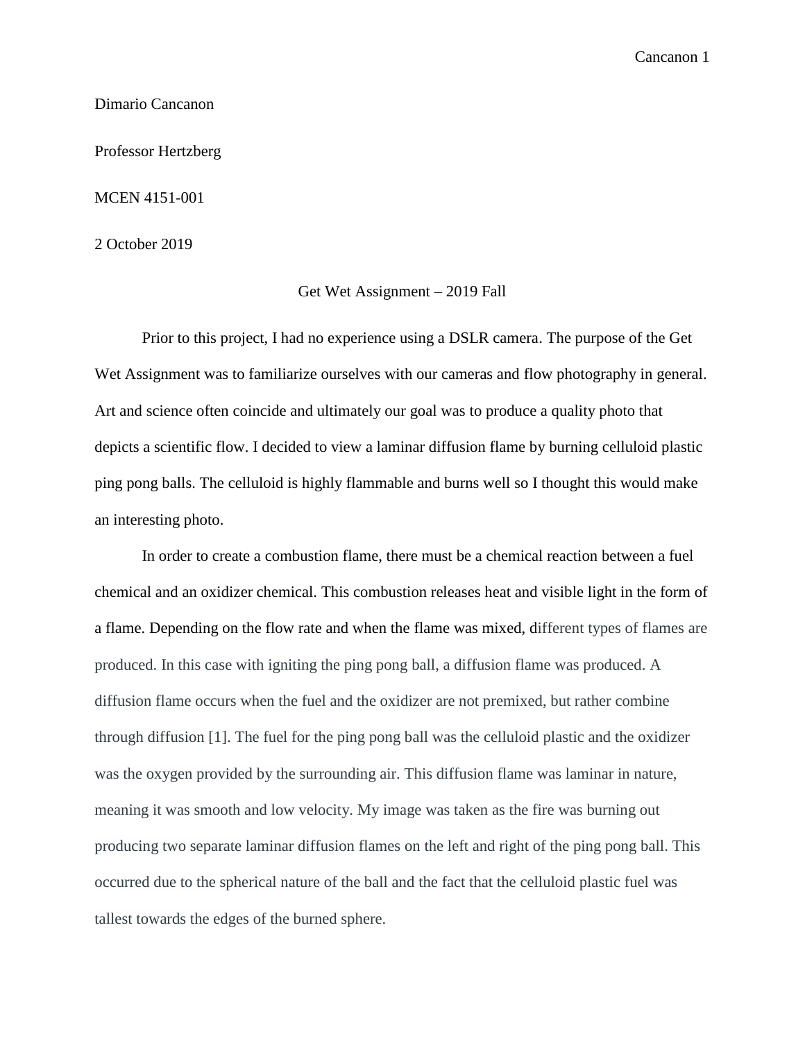Dimario Cancanon

Professor Hertzberg

MCEN 4151-001

2 October 2019

# Get Wet Assignment – 2019 Fall

Prior to this project, I had no experience using a DSLR camera. The purpose of the Get Wet Assignment was to familiarize ourselves with our cameras and flow photography in general. Art and science often coincide and ultimately our goal was to produce a quality photo that depicts a scientific flow. I decided to view a laminar diffusion flame by burning celluloid plastic ping pong balls. The celluloid is highly flammable and burns well so I thought this would make an interesting photo.

In order to create a combustion flame, there must be a chemical reaction between a fuel chemical and an oxidizer chemical. This combustion releases heat and visible light in the form of a flame. Depending on the flow rate and when the flame was mixed, different types of flames are produced. In this case with igniting the ping pong ball, a diffusion flame was produced. A diffusion flame occurs when the fuel and the oxidizer are not premixed, but rather combine through diffusion [1]. The fuel for the ping pong ball was the celluloid plastic and the oxidizer was the oxygen provided by the surrounding air. This diffusion flame was laminar in nature, meaning it was smooth and low velocity. My image was taken as the fire was burning out producing two separate laminar diffusion flames on the left and right of the ping pong ball. This occurred due to the spherical nature of the ball and the fact that the celluloid plastic fuel was tallest towards the edges of the burned sphere.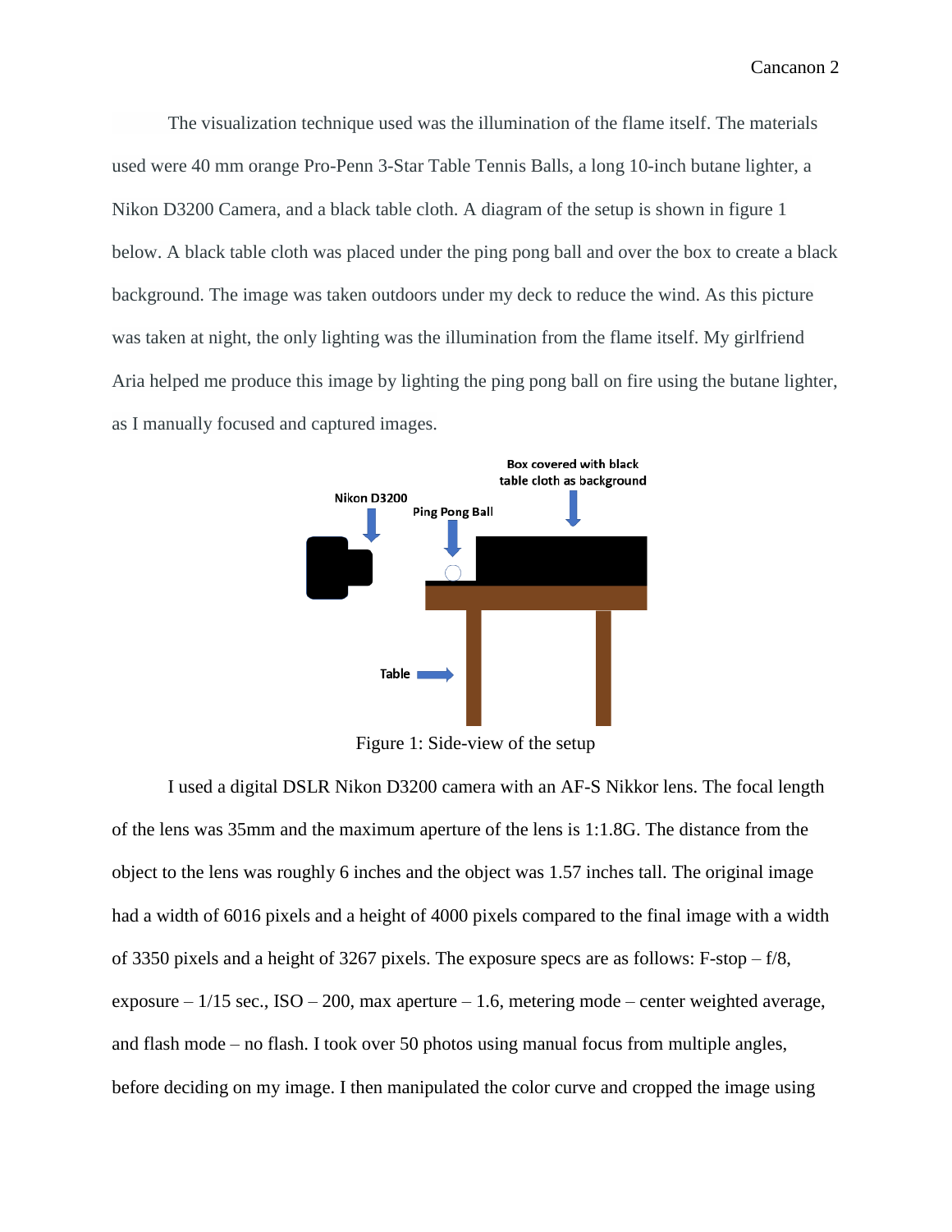The visualization technique used was the illumination of the flame itself. The materials used were 40 mm orange Pro-Penn 3-Star Table Tennis Balls, a long 10-inch butane lighter, a Nikon D3200 Camera, and a black table cloth. A diagram of the setup is shown in figure 1 below. A black table cloth was placed under the ping pong ball and over the box to create a black background. The image was taken outdoors under my deck to reduce the wind. As this picture was taken at night, the only lighting was the illumination from the flame itself. My girlfriend Aria helped me produce this image by lighting the ping pong ball on fire using the butane lighter, as I manually focused and captured images.

Figure 1: Side-view of the setup

I used a digital DSLR Nikon D3200 camera with an AF-S Nikkor lens. The focal length of the lens was 35mm and the maximum aperture of the lens is 1:1.8G. The distance from the object to the lens was roughly 6 inches and the object was 1.57 inches tall. The original image had a width of 6016 pixels and a height of 4000 pixels compared to the final image with a width of 3350 pixels and a height of 3267 pixels. The exposure specs are as follows: F-stop – f/8, exposure – 1/15 sec., ISO – 200, max aperture – 1.6, metering mode – center weighted average, and flash mode – no flash. I took over 50 photos using manual focus from multiple angles, before deciding on my image. I then manipulated the color curve and cropped the image using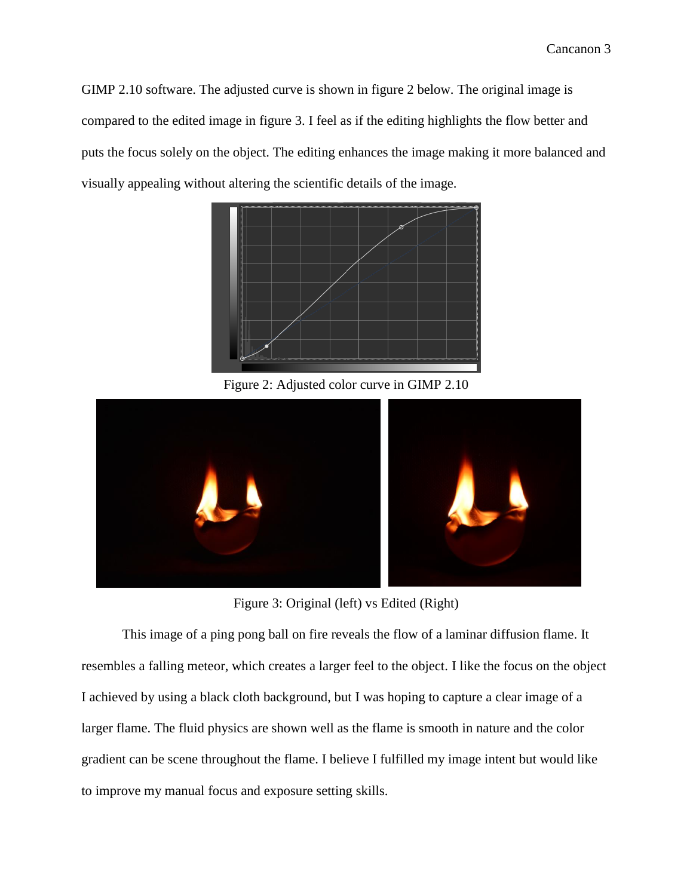GIMP 2.10 software. The adjusted curve is shown in figure 2 below. The original image is compared to the edited image in figure 3. I feel as if the editing highlights the flow better and puts the focus solely on the object. The editing enhances the image making it more balanced and visually appealing without altering the scientific details of the image.

Figure 2: Adjusted color curve in GIMP 2.10

Figure 3: Original (left) vs Edited (Right)

This image of a ping pong ball on fire reveals the flow of a laminar diffusion flame. It resembles a falling meteor, which creates a larger feel to the object. I like the focus on the object I achieved by using a black cloth background, but I was hoping to capture a clear image of a larger flame. The fluid physics are shown well as the flame is smooth in nature and the color gradient can be scene throughout the flame. I believe I fulfilled my image intent but would like to improve my manual focus and exposure setting skills.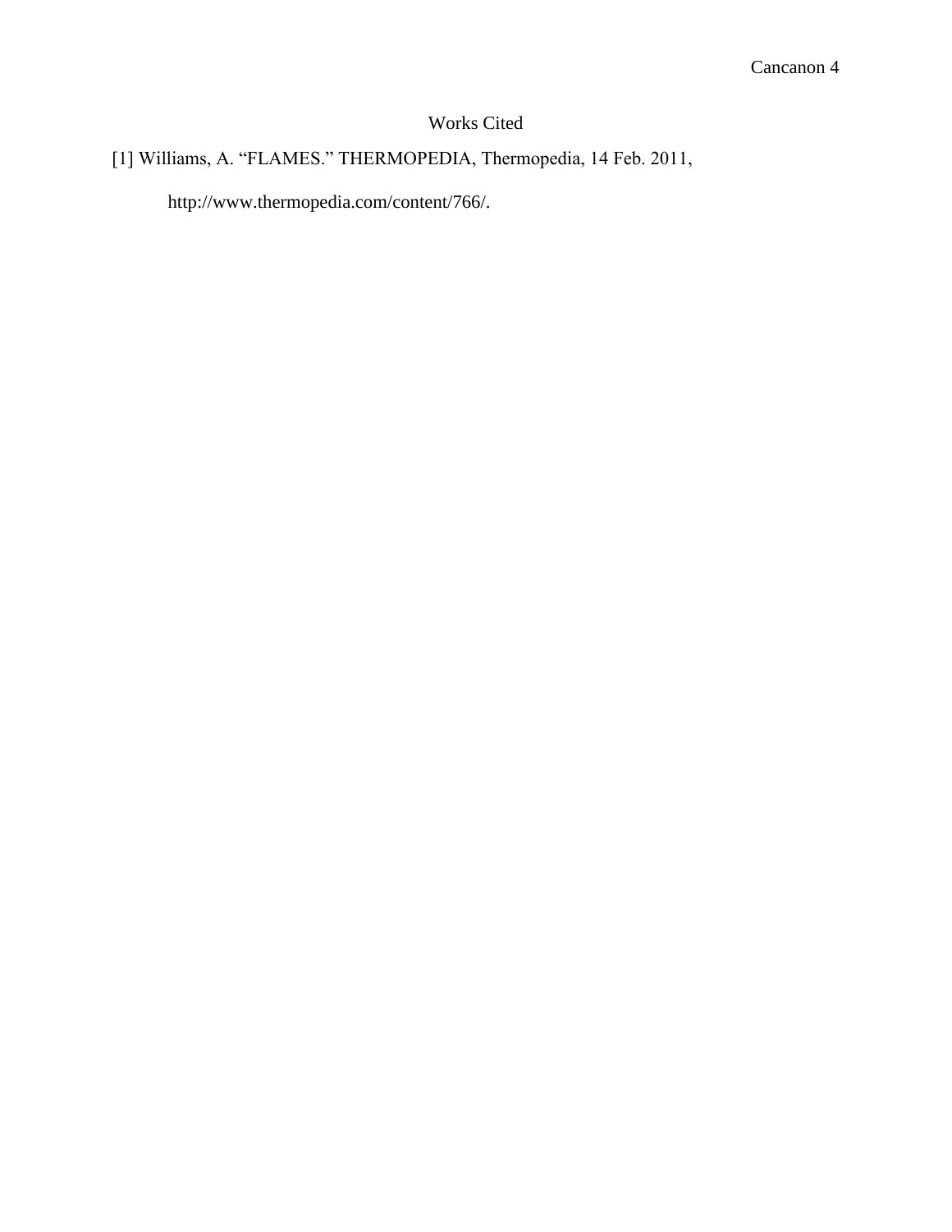# Works Cited

[1] Williams, A. “FLAMES.” THERMOPEDIA, Thermopedia, 14 Feb. 2011, http://www.thermopedia.com/content/766/.